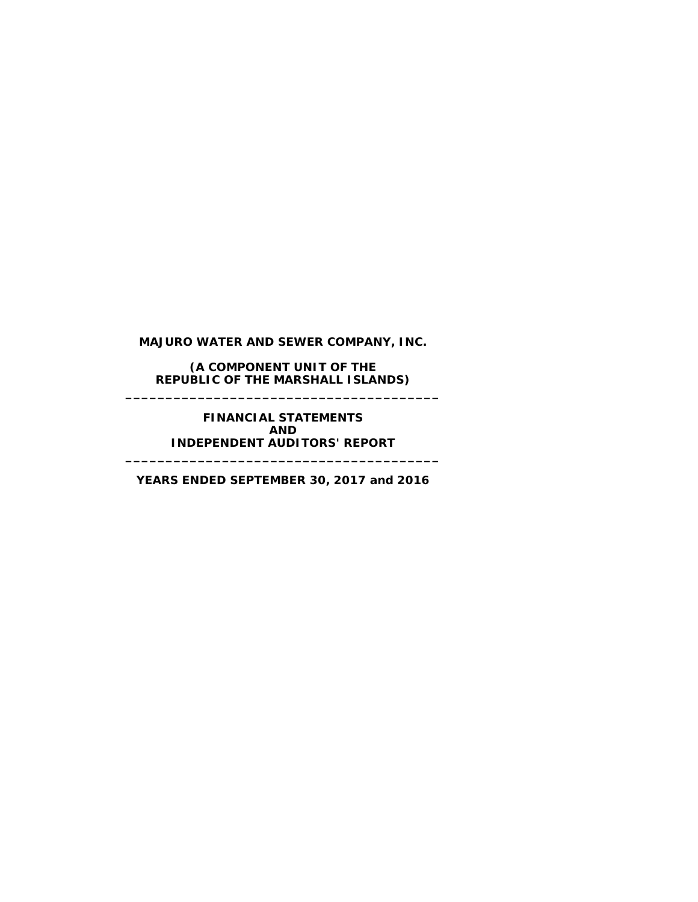# MAJURO WATER AND SEWER COMPANY, INC.

## (A COMPONENT UNIT OF THE REPUBLIC OF THE MARSHALL ISLANDS)

---

## FINANCIAL STATEMENTS AND INDEPENDENT AUDITORS' REPORT

---

**YEARS ENDED SEPTEMBER 30, 2017 and 2016**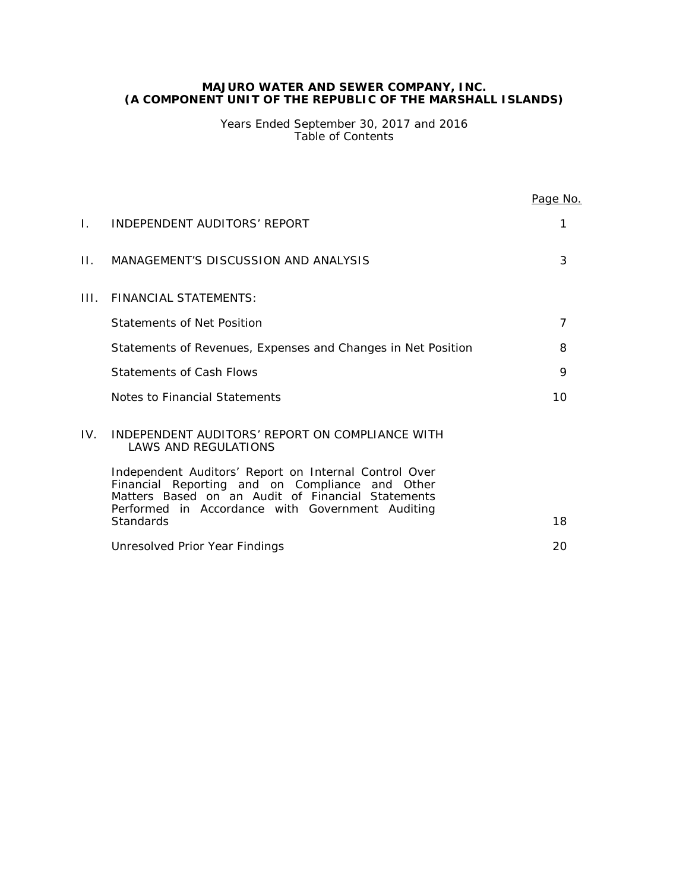**MAJURO WATER AND SEWER COMPANY, INC.**
**(A COMPONENT UNIT OF THE REPUBLIC OF THE MARSHALL ISLANDS)**

Years Ended September 30, 2017 and 2016
Table of Contents

| | | Page No. |
|---|---|---|
| I. | INDEPENDENT AUDITORS' REPORT | 1 |
| II. | MANAGEMENT'S DISCUSSION AND ANALYSIS | 3 |
| III. | FINANCIAL STATEMENTS: | |
| | Statements of Net Position | 7 |
| | Statements of Revenues, Expenses and Changes in Net Position | 8 |
| | Statements of Cash Flows | 9 |
| | Notes to Financial Statements | 10 |
| IV. | INDEPENDENT AUDITORS' REPORT ON COMPLIANCE WITH LAWS AND REGULATIONS | |
| | Independent Auditors' Report on Internal Control Over Financial Reporting and on Compliance and Other Matters Based on an Audit of Financial Statements Performed in Accordance with Government Auditing Standards | 18 |
| | Unresolved Prior Year Findings | 20 |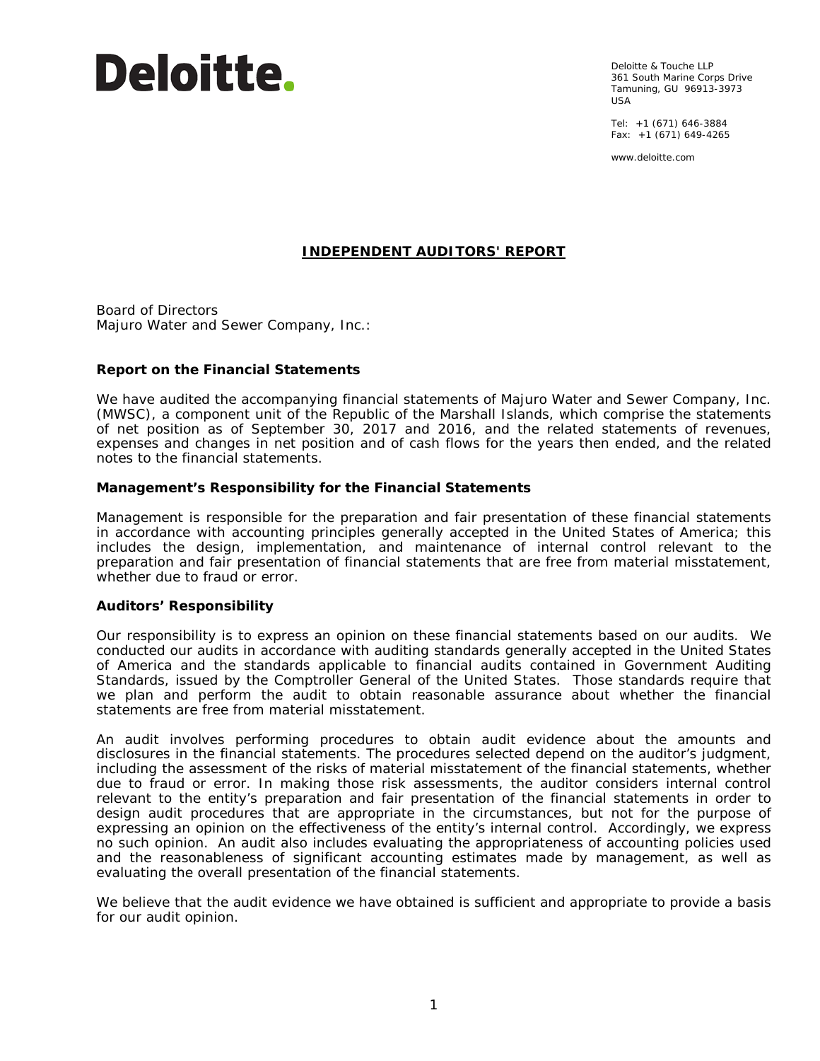Deloitte.

Deloitte & Touche LLP
361 South Marine Corps Drive
Tamuning, GU 96913-3973
USA

Tel: +1 (671) 646-3884
Fax: +1 (671) 649-4265

www.deloitte.com

# INDEPENDENT AUDITORS' REPORT

Board of Directors
Majuro Water and Sewer Company, Inc.:

### Report on the Financial Statements

We have audited the accompanying financial statements of Majuro Water and Sewer Company, Inc. (MWSC), a component unit of the Republic of the Marshall Islands, which comprise the statements of net position as of September 30, 2017 and 2016, and the related statements of revenues, expenses and changes in net position and of cash flows for the years then ended, and the related notes to the financial statements.

### Management's Responsibility for the Financial Statements

Management is responsible for the preparation and fair presentation of these financial statements in accordance with accounting principles generally accepted in the United States of America; this includes the design, implementation, and maintenance of internal control relevant to the preparation and fair presentation of financial statements that are free from material misstatement, whether due to fraud or error.

### Auditors' Responsibility

Our responsibility is to express an opinion on these financial statements based on our audits. We conducted our audits in accordance with auditing standards generally accepted in the United States of America and the standards applicable to financial audits contained in Government Auditing Standards, issued by the Comptroller General of the United States. Those standards require that we plan and perform the audit to obtain reasonable assurance about whether the financial statements are free from material misstatement.

An audit involves performing procedures to obtain audit evidence about the amounts and disclosures in the financial statements. The procedures selected depend on the auditor's judgment, including the assessment of the risks of material misstatement of the financial statements, whether due to fraud or error. In making those risk assessments, the auditor considers internal control relevant to the entity's preparation and fair presentation of the financial statements in order to design audit procedures that are appropriate in the circumstances, but not for the purpose of expressing an opinion on the effectiveness of the entity's internal control. Accordingly, we express no such opinion. An audit also includes evaluating the appropriateness of accounting policies used and the reasonableness of significant accounting estimates made by management, as well as evaluating the overall presentation of the financial statements.

We believe that the audit evidence we have obtained is sufficient and appropriate to provide a basis for our audit opinion.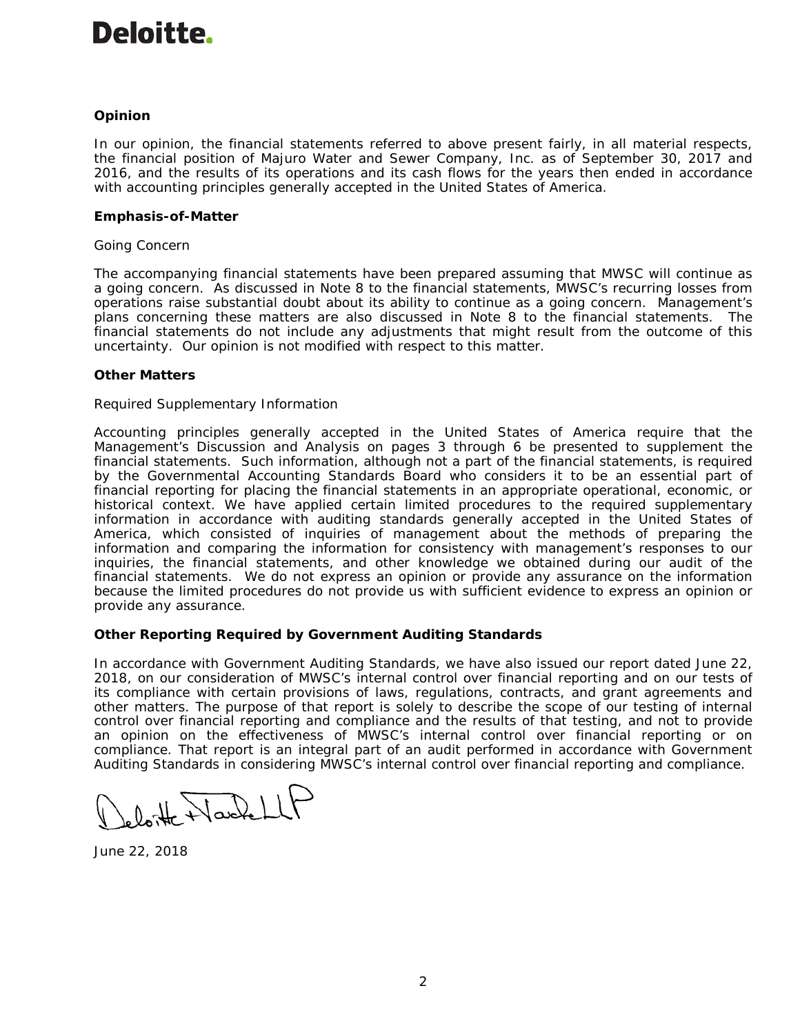**Deloitte.**

### Opinion

In our opinion, the financial statements referred to above present fairly, in all material respects, the financial position of Majuro Water and Sewer Company, Inc. as of September 30, 2017 and 2016, and the results of its operations and its cash flows for the years then ended in accordance with accounting principles generally accepted in the United States of America.

### Emphasis-of-Matter

Going Concern

The accompanying financial statements have been prepared assuming that MWSC will continue as a going concern. As discussed in Note 8 to the financial statements, MWSC's recurring losses from operations raise substantial doubt about its ability to continue as a going concern. Management's plans concerning these matters are also discussed in Note 8 to the financial statements. The financial statements do not include any adjustments that might result from the outcome of this uncertainty. Our opinion is not modified with respect to this matter.

### Other Matters

Required Supplementary Information

Accounting principles generally accepted in the United States of America require that the Management's Discussion and Analysis on pages 3 through 6 be presented to supplement the financial statements. Such information, although not a part of the financial statements, is required by the Governmental Accounting Standards Board who considers it to be an essential part of financial reporting for placing the financial statements in an appropriate operational, economic, or historical context. We have applied certain limited procedures to the required supplementary information in accordance with auditing standards generally accepted in the United States of America, which consisted of inquiries of management about the methods of preparing the information and comparing the information for consistency with management's responses to our inquiries, the financial statements, and other knowledge we obtained during our audit of the financial statements. We do not express an opinion or provide any assurance on the information because the limited procedures do not provide us with sufficient evidence to express an opinion or provide any assurance.

### Other Reporting Required by Government Auditing Standards

In accordance with Government Auditing Standards, we have also issued our report dated June 22, 2018, on our consideration of MWSC's internal control over financial reporting and on our tests of its compliance with certain provisions of laws, regulations, contracts, and grant agreements and other matters. The purpose of that report is solely to describe the scope of our testing of internal control over financial reporting and compliance and the results of that testing, and not to provide an opinion on the effectiveness of MWSC's internal control over financial reporting or on compliance. That report is an integral part of an audit performed in accordance with Government Auditing Standards in considering MWSC's internal control over financial reporting and compliance.

Deloitte & Touche LLP

June 22, 2018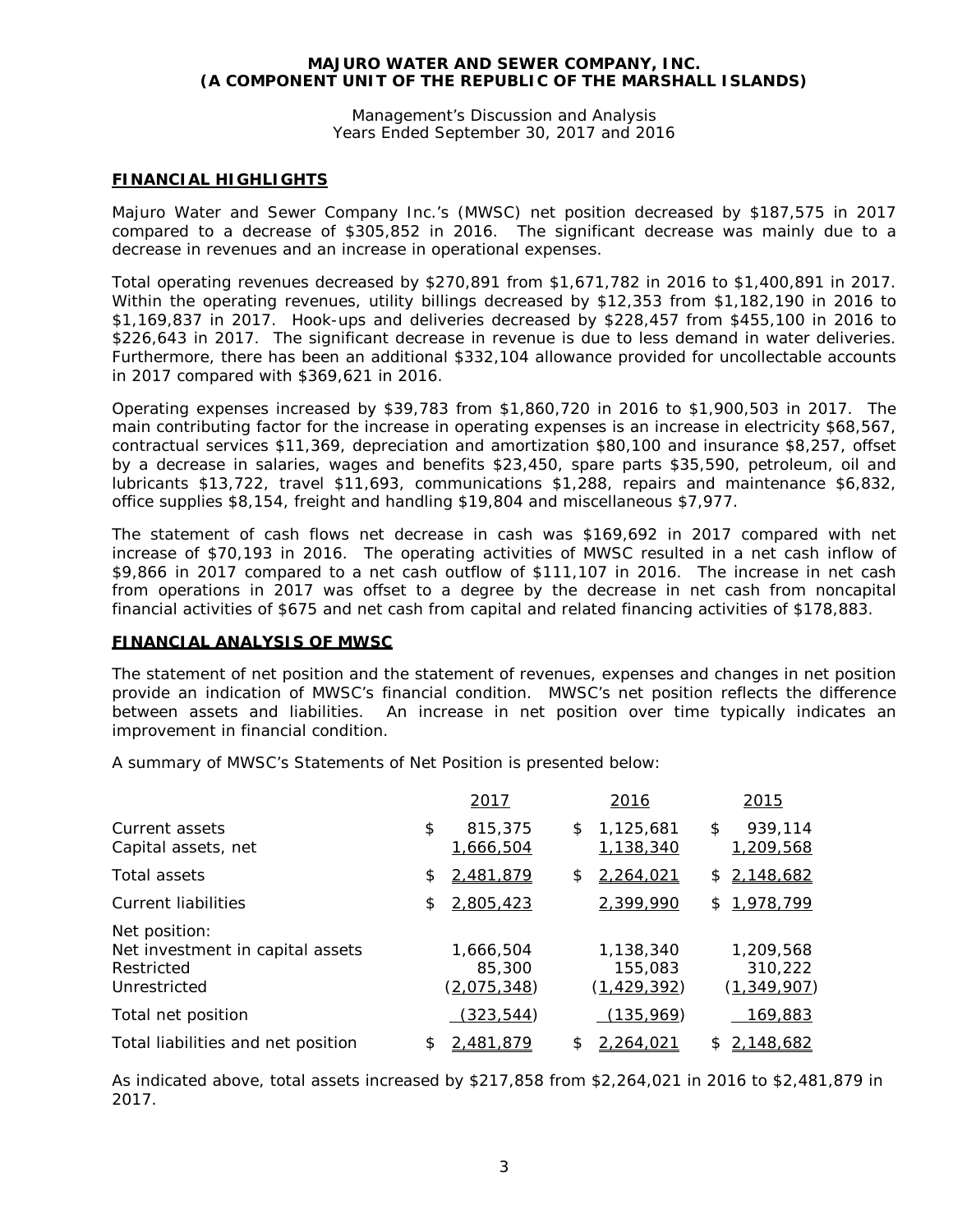**MAJURO WATER AND SEWER COMPANY, INC.**
**(A COMPONENT UNIT OF THE REPUBLIC OF THE MARSHALL ISLANDS)**

Management's Discussion and Analysis
Years Ended September 30, 2017 and 2016

## FINANCIAL HIGHLIGHTS

Majuro Water and Sewer Company Inc.'s (MWSC) net position decreased by $187,575 in 2017 compared to a decrease of $305,852 in 2016. The significant decrease was mainly due to a decrease in revenues and an increase in operational expenses.

Total operating revenues decreased by $270,891 from $1,671,782 in 2016 to $1,400,891 in 2017. Within the operating revenues, utility billings decreased by $12,353 from $1,182,190 in 2016 to $1,169,837 in 2017. Hook-ups and deliveries decreased by $228,457 from $455,100 in 2016 to $226,643 in 2017. The significant decrease in revenue is due to less demand in water deliveries. Furthermore, there has been an additional $332,104 allowance provided for uncollectable accounts in 2017 compared with $369,621 in 2016.

Operating expenses increased by $39,783 from $1,860,720 in 2016 to $1,900,503 in 2017. The main contributing factor for the increase in operating expenses is an increase in electricity $68,567, contractual services $11,369, depreciation and amortization $80,100 and insurance $8,257, offset by a decrease in salaries, wages and benefits $23,450, spare parts $35,590, petroleum, oil and lubricants $13,722, travel $11,693, communications $1,288, repairs and maintenance $6,832, office supplies $8,154, freight and handling $19,804 and miscellaneous $7,977.

The statement of cash flows net decrease in cash was $169,692 in 2017 compared with net increase of $70,193 in 2016. The operating activities of MWSC resulted in a net cash inflow of $9,866 in 2017 compared to a net cash outflow of $111,107 in 2016. The increase in net cash from operations in 2017 was offset to a degree by the decrease in net cash from noncapital financial activities of $675 and net cash from capital and related financing activities of $178,883.

## FINANCIAL ANALYSIS OF MWSC

The statement of net position and the statement of revenues, expenses and changes in net position provide an indication of MWSC's financial condition. MWSC's net position reflects the difference between assets and liabilities. An increase in net position over time typically indicates an improvement in financial condition.

A summary of MWSC's Statements of Net Position is presented below:

| | 2017 | 2016 | 2015 |
|---|---|---|---|
| Current assets | $ 815,375 | $ 1,125,681 | $ 939,114 |
| Capital assets, net | 1,666,504 | 1,138,340 | 1,209,568 |
| Total assets | $ 2,481,879 | $ 2,264,021 | $ 2,148,682 |
| Current liabilities | $ 2,805,423 | 2,399,990 | $ 1,978,799 |
| Net position: | | | |
| Net investment in capital assets | 1,666,504 | 1,138,340 | 1,209,568 |
| Restricted | 85,300 | 155,083 | 310,222 |
| Unrestricted | (2,075,348) | (1,429,392) | (1,349,907) |
| Total net position | (323,544) | (135,969) | 169,883 |
| Total liabilities and net position | $ 2,481,879 | $ 2,264,021 | $ 2,148,682 |

As indicated above, total assets increased by $217,858 from $2,264,021 in 2016 to $2,481,879 in 2017.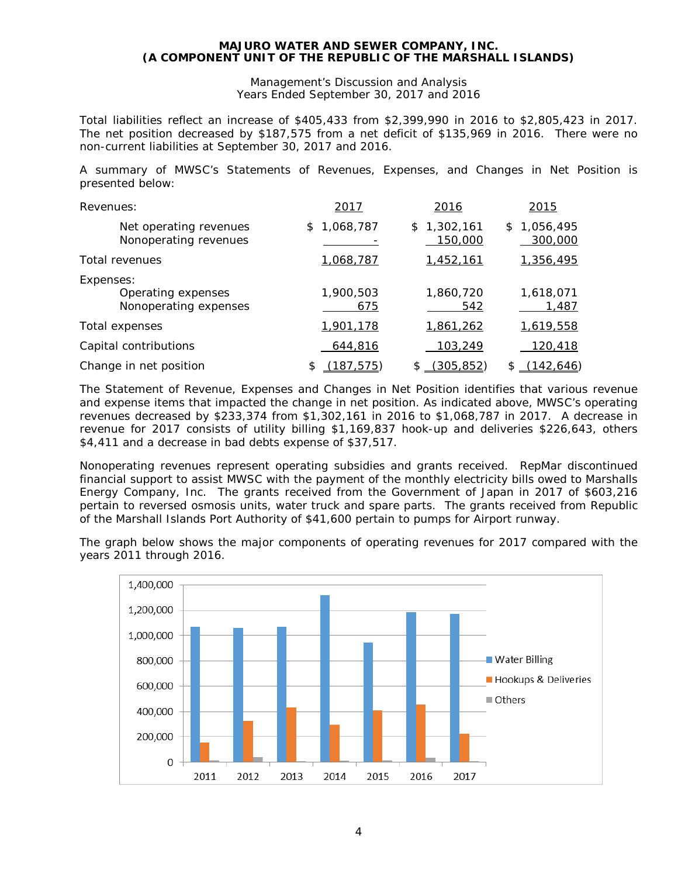**MAJURO WATER AND SEWER COMPANY, INC.**
**(A COMPONENT UNIT OF THE REPUBLIC OF THE MARSHALL ISLANDS)**

Management's Discussion and Analysis
Years Ended September 30, 2017 and 2016

Total liabilities reflect an increase of $405,433 from $2,399,990 in 2016 to $2,805,423 in 2017. The net position decreased by $187,575 from a net deficit of $135,969 in 2016. There were no non-current liabilities at September 30, 2017 and 2016.

A summary of MWSC's Statements of Revenues, Expenses, and Changes in Net Position is presented below:

| | 2017 | 2016 | 2015 |
|---|---|---|---|
| Revenues: | | | |
| Net operating revenues | $ 1,068,787 | $ 1,302,161 | $ 1,056,495 |
| Nonoperating revenues | - | 150,000 | 300,000 |
| Total revenues | 1,068,787 | 1,452,161 | 1,356,495 |
| Expenses: | | | |
| Operating expenses | 1,900,503 | 1,860,720 | 1,618,071 |
| Nonoperating expenses | 675 | 542 | 1,487 |
| Total expenses | 1,901,178 | 1,861,262 | 1,619,558 |
| Capital contributions | 644,816 | 103,249 | 120,418 |
| Change in net position | $ (187,575) | $ (305,852) | $ (142,646) |

The Statement of Revenue, Expenses and Changes in Net Position identifies that various revenue and expense items that impacted the change in net position. As indicated above, MWSC's operating revenues decreased by $233,374 from $1,302,161 in 2016 to $1,068,787 in 2017. A decrease in revenue for 2017 consists of utility billing $1,169,837 hook-up and deliveries $226,643, others $4,411 and a decrease in bad debts expense of $37,517.

Nonoperating revenues represent operating subsidies and grants received. RepMar discontinued financial support to assist MWSC with the payment of the monthly electricity bills owed to Marshalls Energy Company, Inc. The grants received from the Government of Japan in 2017 of $603,216 pertain to reversed osmosis units, water truck and spare parts. The grants received from Republic of the Marshall Islands Port Authority of $41,600 pertain to pumps for Airport runway.

The graph below shows the major components of operating revenues for 2017 compared with the years 2011 through 2016.

1,400,000
1,200,000
1,000,000
800,000
600,000
400,000
200,000
0

2011 2012 2013 2014 2015 2016 2017

Water Billing
Hookups & Deliveries
Others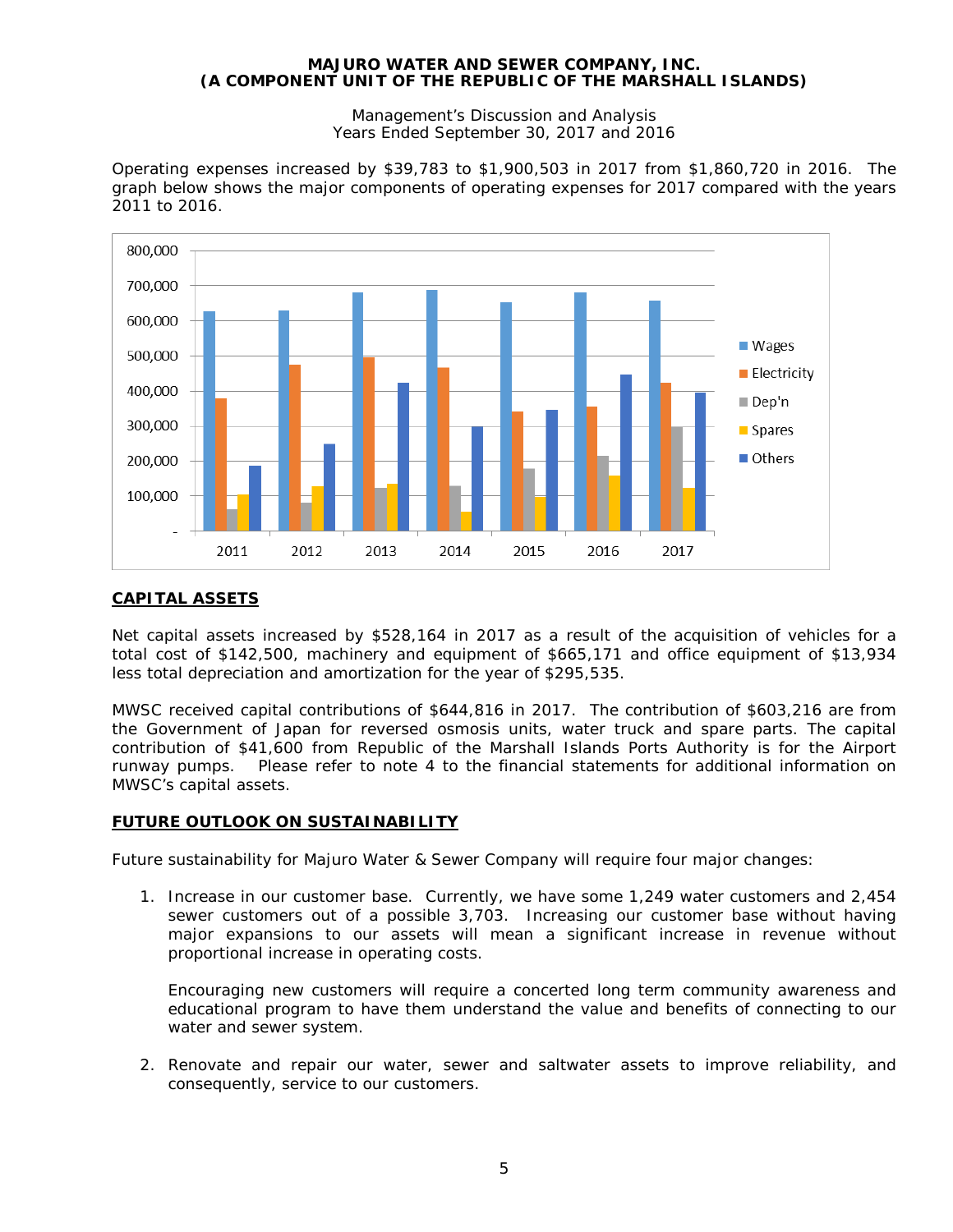Operating expenses increased by $39,783 to $1,900,503 in 2017 from $1,860,720 in 2016. The graph below shows the major components of operating expenses for 2017 compared with the years 2011 to 2016.

800,000
700,000
600,000
500,000
400,000
300,000
200,000
100,000
-

2011 2012 2013 2014 2015 2016 2017

Wages
Electricity
Dep'n
Spares
Others

## CAPITAL ASSETS

Net capital assets increased by $528,164 in 2017 as a result of the acquisition of vehicles for a total cost of $142,500, machinery and equipment of $665,171 and office equipment of $13,934 less total depreciation and amortization for the year of $295,535.

MWSC received capital contributions of $644,816 in 2017. The contribution of $603,216 are from the Government of Japan for reversed osmosis units, water truck and spare parts. The capital contribution of $41,600 from Republic of the Marshall Islands Ports Authority is for the Airport runway pumps. Please refer to note 4 to the financial statements for additional information on MWSC's capital assets.

## FUTURE OUTLOOK ON SUSTAINABILITY

Future sustainability for Majuro Water & Sewer Company will require four major changes:

1. Increase in our customer base. Currently, we have some 1,249 water customers and 2,454 sewer customers out of a possible 3,703. Increasing our customer base without having major expansions to our assets will mean a significant increase in revenue without proportional increase in operating costs.

   Encouraging new customers will require a concerted long term community awareness and educational program to have them understand the value and benefits of connecting to our water and sewer system.

2. Renovate and repair our water, sewer and saltwater assets to improve reliability, and consequently, service to our customers.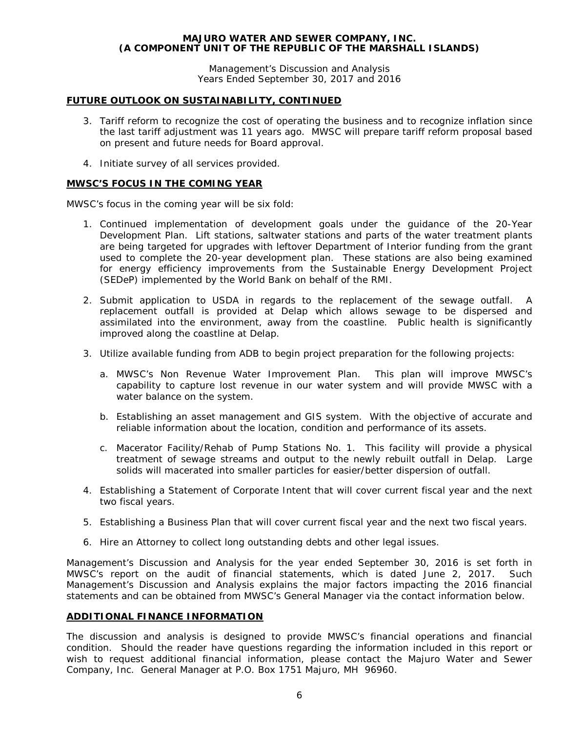## FUTURE OUTLOOK ON SUSTAINABILITY, CONTINUED

3. Tariff reform to recognize the cost of operating the business and to recognize inflation since the last tariff adjustment was 11 years ago. MWSC will prepare tariff reform proposal based on present and future needs for Board approval.

4. Initiate survey of all services provided.

## MWSC'S FOCUS IN THE COMING YEAR

MWSC's focus in the coming year will be six fold:

1. Continued implementation of development goals under the guidance of the 20-Year Development Plan. Lift stations, saltwater stations and parts of the water treatment plants are being targeted for upgrades with leftover Department of Interior funding from the grant used to complete the 20-year development plan. These stations are also being examined for energy efficiency improvements from the Sustainable Energy Development Project (SEDeP) implemented by the World Bank on behalf of the RMI.

2. Submit application to USDA in regards to the replacement of the sewage outfall. A replacement outfall is provided at Delap which allows sewage to be dispersed and assimilated into the environment, away from the coastline. Public health is significantly improved along the coastline at Delap.

3. Utilize available funding from ADB to begin project preparation for the following projects:

   a. MWSC's Non Revenue Water Improvement Plan. This plan will improve MWSC's capability to capture lost revenue in our water system and will provide MWSC with a water balance on the system.

   b. Establishing an asset management and GIS system. With the objective of accurate and reliable information about the location, condition and performance of its assets.

   c. Macerator Facility/Rehab of Pump Stations No. 1. This facility will provide a physical treatment of sewage streams and output to the newly rebuilt outfall in Delap. Large solids will macerated into smaller particles for easier/better dispersion of outfall.

4. Establishing a Statement of Corporate Intent that will cover current fiscal year and the next two fiscal years.

5. Establishing a Business Plan that will cover current fiscal year and the next two fiscal years.

6. Hire an Attorney to collect long outstanding debts and other legal issues.

Management's Discussion and Analysis for the year ended September 30, 2016 is set forth in MWSC's report on the audit of financial statements, which is dated June 2, 2017. Such Management's Discussion and Analysis explains the major factors impacting the 2016 financial statements and can be obtained from MWSC's General Manager via the contact information below.

## ADDITIONAL FINANCE INFORMATION

The discussion and analysis is designed to provide MWSC's financial operations and financial condition. Should the reader have questions regarding the information included in this report or wish to request additional financial information, please contact the Majuro Water and Sewer Company, Inc. General Manager at P.O. Box 1751 Majuro, MH 96960.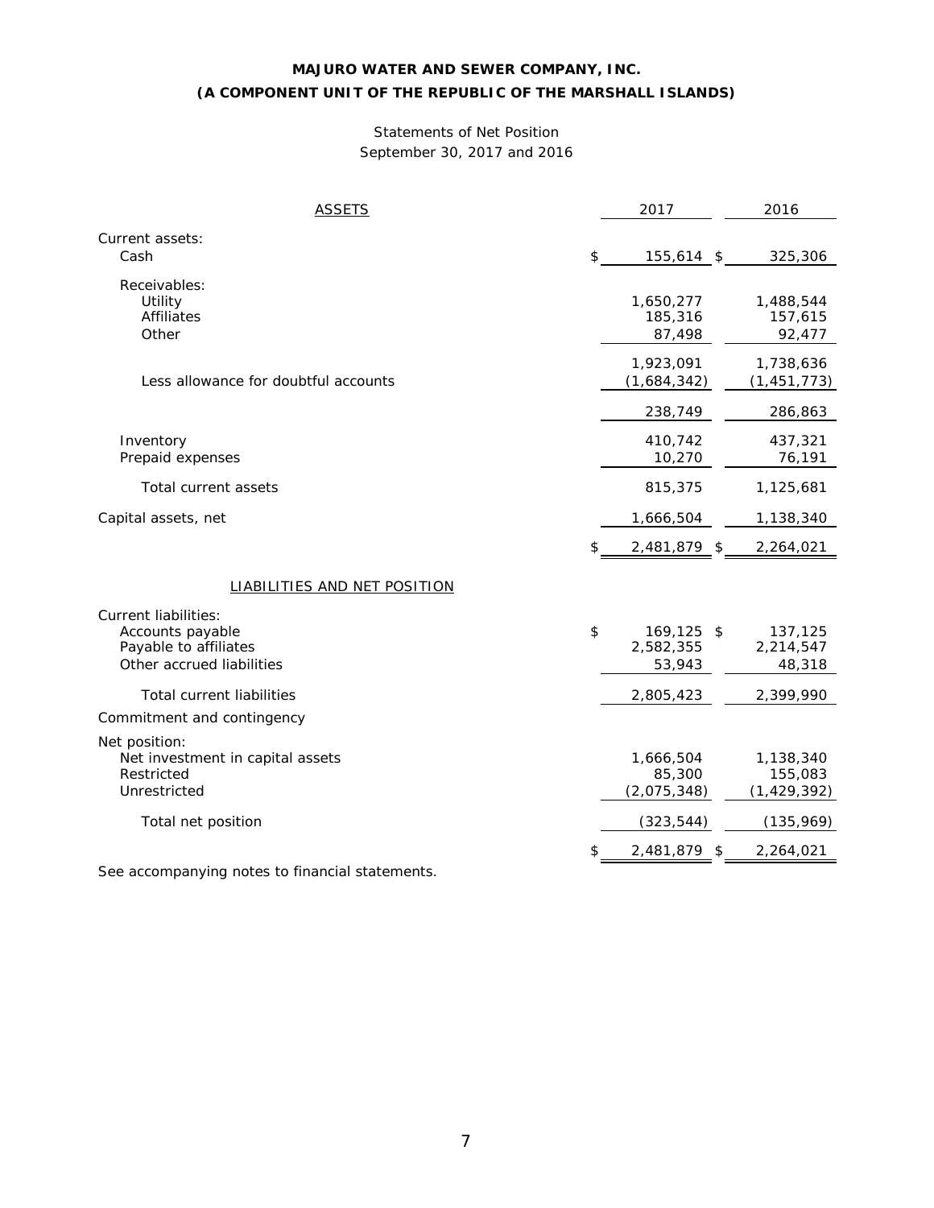**MAJURO WATER AND SEWER COMPANY, INC.**
**(A COMPONENT UNIT OF THE REPUBLIC OF THE MARSHALL ISLANDS)**

Statements of Net Position
September 30, 2017 and 2016

| ASSETS | 2017 | 2016 |
|---|---|---|
| Current assets: | | |
| Cash | $ 155,614 | $ 325,306 |
| Receivables: | | |
| Utility | 1,650,277 | 1,488,544 |
| Affiliates | 185,316 | 157,615 |
| Other | 87,498 | 92,477 |
| | 1,923,091 | 1,738,636 |
| Less allowance for doubtful accounts | (1,684,342) | (1,451,773) |
| | 238,749 | 286,863 |
| Inventory | 410,742 | 437,321 |
| Prepaid expenses | 10,270 | 76,191 |
| Total current assets | 815,375 | 1,125,681 |
| Capital assets, net | 1,666,504 | 1,138,340 |
| | $ 2,481,879 | $ 2,264,021 |
| LIABILITIES AND NET POSITION | | |
| Current liabilities: | | |
| Accounts payable | $ 169,125 | $ 137,125 |
| Payable to affiliates | 2,582,355 | 2,214,547 |
| Other accrued liabilities | 53,943 | 48,318 |
| Total current liabilities | 2,805,423 | 2,399,990 |
| Commitment and contingency | | |
| Net position: | | |
| Net investment in capital assets | 1,666,504 | 1,138,340 |
| Restricted | 85,300 | 155,083 |
| Unrestricted | (2,075,348) | (1,429,392) |
| Total net position | (323,544) | (135,969) |
| | $ 2,481,879 | $ 2,264,021 |

See accompanying notes to financial statements.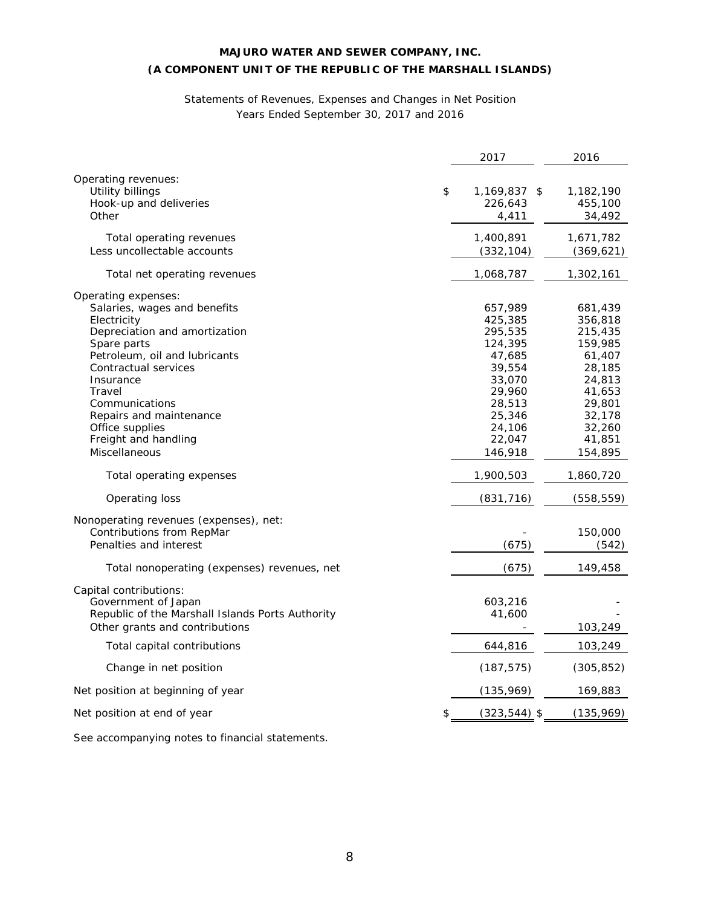**MAJURO WATER AND SEWER COMPANY, INC.**
**(A COMPONENT UNIT OF THE REPUBLIC OF THE MARSHALL ISLANDS)**

Statements of Revenues, Expenses and Changes in Net Position
Years Ended September 30, 2017 and 2016

| | 2017 | 2016 |
|---|---|---|
| Operating revenues: | | |
| Utility billings | $ 1,169,837 | $ 1,182,190 |
| Hook-up and deliveries | 226,643 | 455,100 |
| Other | 4,411 | 34,492 |
| Total operating revenues | 1,400,891 | 1,671,782 |
| Less uncollectable accounts | (332,104) | (369,621) |
| Total net operating revenues | 1,068,787 | 1,302,161 |
| Operating expenses: | | |
| Salaries, wages and benefits | 657,989 | 681,439 |
| Electricity | 425,385 | 356,818 |
| Depreciation and amortization | 295,535 | 215,435 |
| Spare parts | 124,395 | 159,985 |
| Petroleum, oil and lubricants | 47,685 | 61,407 |
| Contractual services | 39,554 | 28,185 |
| Insurance | 33,070 | 24,813 |
| Travel | 29,960 | 41,653 |
| Communications | 28,513 | 29,801 |
| Repairs and maintenance | 25,346 | 32,178 |
| Office supplies | 24,106 | 32,260 |
| Freight and handling | 22,047 | 41,851 |
| Miscellaneous | 146,918 | 154,895 |
| Total operating expenses | 1,900,503 | 1,860,720 |
| Operating loss | (831,716) | (558,559) |
| Nonoperating revenues (expenses), net: | | |
| Contributions from RepMar | - | 150,000 |
| Penalties and interest | (675) | (542) |
| Total nonoperating (expenses) revenues, net | (675) | 149,458 |
| Capital contributions: | | |
| Government of Japan | 603,216 | - |
| Republic of the Marshall Islands Ports Authority | 41,600 | - |
| Other grants and contributions | - | 103,249 |
| Total capital contributions | 644,816 | 103,249 |
| Change in net position | (187,575) | (305,852) |
| Net position at beginning of year | (135,969) | 169,883 |
| Net position at end of year | $ (323,544) | $ (135,969) |

See accompanying notes to financial statements.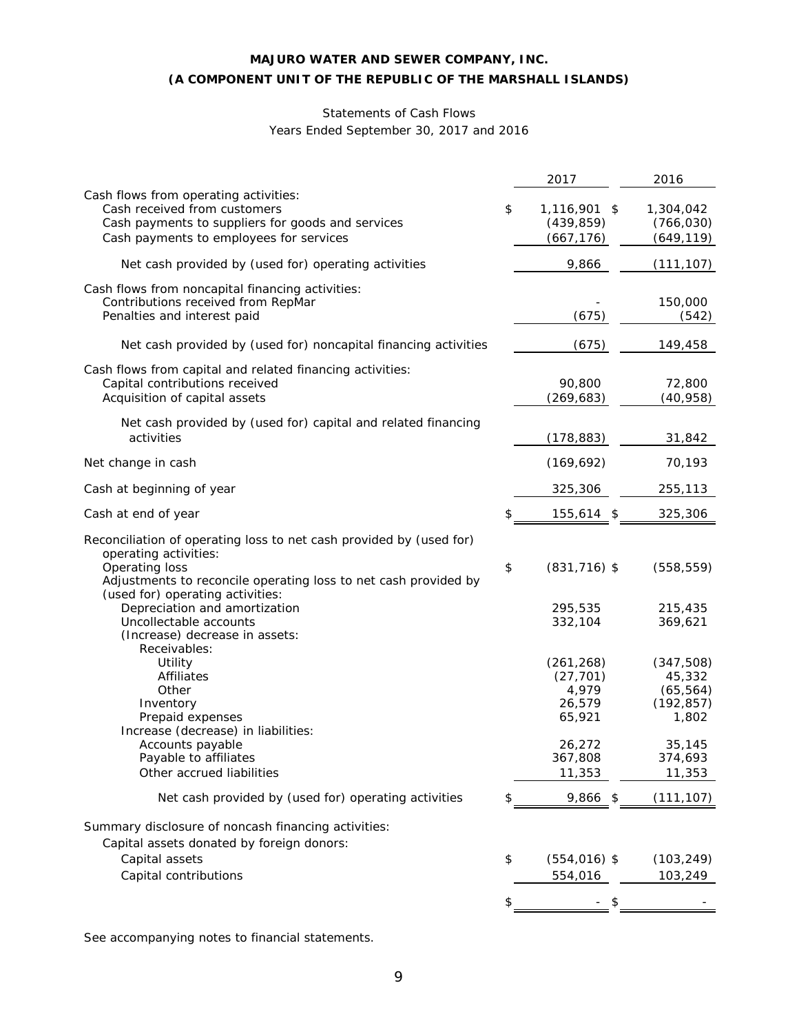# MAJURO WATER AND SEWER COMPANY, INC.
## (A COMPONENT UNIT OF THE REPUBLIC OF THE MARSHALL ISLANDS)

Statements of Cash Flows
Years Ended September 30, 2017 and 2016

| | 2017 | 2016 |
|---|---|---|
| Cash flows from operating activities: | | |
| Cash received from customers | $ 1,116,901 | $ 1,304,042 |
| Cash payments to suppliers for goods and services | (439,859) | (766,030) |
| Cash payments to employees for services | (667,176) | (649,119) |
| Net cash provided by (used for) operating activities | 9,866 | (111,107) |
| Cash flows from noncapital financing activities: | | |
| Contributions received from RepMar | - | 150,000 |
| Penalties and interest paid | (675) | (542) |
| Net cash provided by (used for) noncapital financing activities | (675) | 149,458 |
| Cash flows from capital and related financing activities: | | |
| Capital contributions received | 90,800 | 72,800 |
| Acquisition of capital assets | (269,683) | (40,958) |
| Net cash provided by (used for) capital and related financing activities | (178,883) | 31,842 |
| Net change in cash | (169,692) | 70,193 |
| Cash at beginning of year | 325,306 | 255,113 |
| Cash at end of year | $ 155,614 | $ 325,306 |
| Reconciliation of operating loss to net cash provided by (used for) operating activities: | | |
| Operating loss | $ (831,716) | $ (558,559) |
| Adjustments to reconcile operating loss to net cash provided by (used for) operating activities: | | |
| Depreciation and amortization | 295,535 | 215,435 |
| Uncollectable accounts | 332,104 | 369,621 |
| (Increase) decrease in assets: | | |
| Receivables: | | |
| Utility | (261,268) | (347,508) |
| Affiliates | (27,701) | 45,332 |
| Other | 4,979 | (65,564) |
| Inventory | 26,579 | (192,857) |
| Prepaid expenses | 65,921 | 1,802 |
| Increase (decrease) in liabilities: | | |
| Accounts payable | 26,272 | 35,145 |
| Payable to affiliates | 367,808 | 374,693 |
| Other accrued liabilities | 11,353 | 11,353 |
| Net cash provided by (used for) operating activities | $ 9,866 | $ (111,107) |
| Summary disclosure of noncash financing activities: | | |
| Capital assets donated by foreign donors: | | |
| Capital assets | $ (554,016) | $ (103,249) |
| Capital contributions | 554,016 | 103,249 |
| | $ - | $ - |

See accompanying notes to financial statements.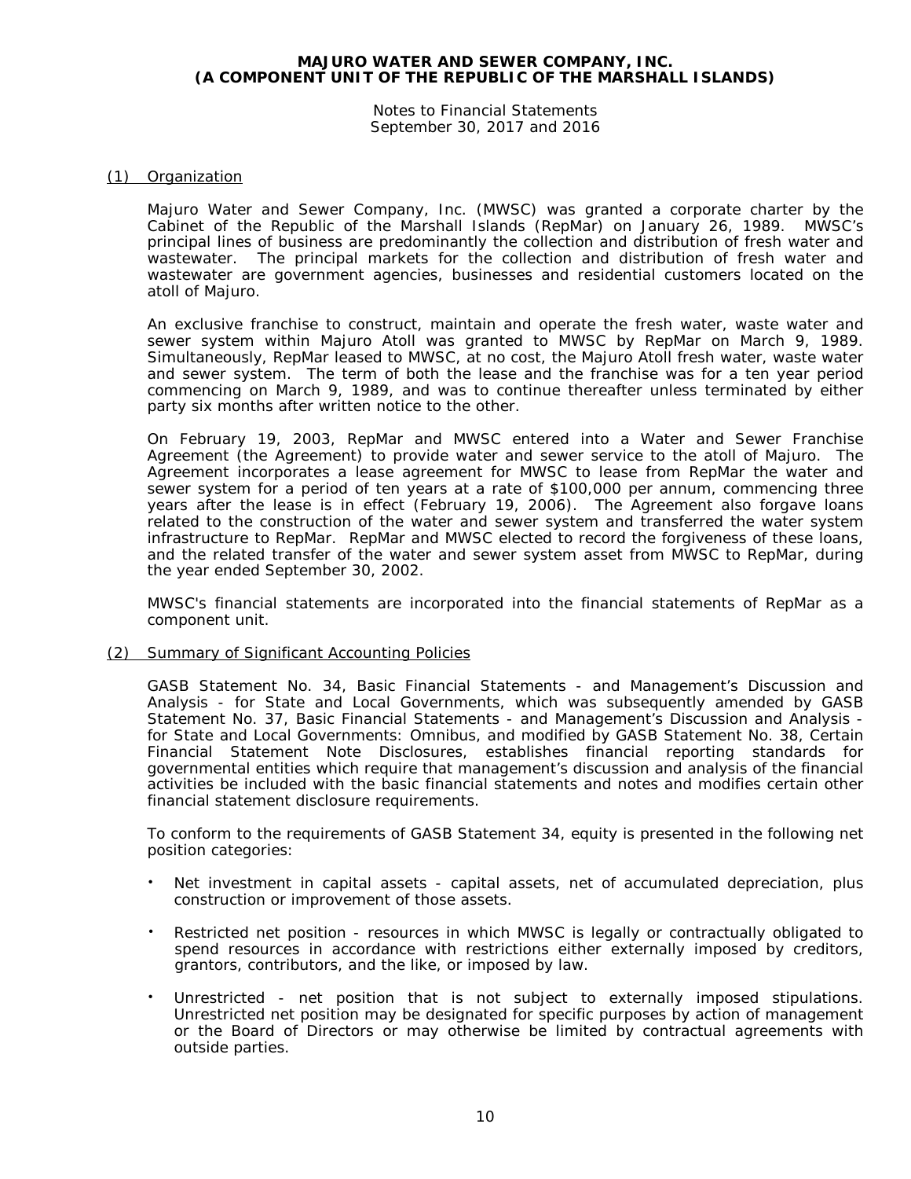# MAJURO WATER AND SEWER COMPANY, INC.
# (A COMPONENT UNIT OF THE REPUBLIC OF THE MARSHALL ISLANDS)

Notes to Financial Statements
September 30, 2017 and 2016

## (1) Organization

Majuro Water and Sewer Company, Inc. (MWSC) was granted a corporate charter by the Cabinet of the Republic of the Marshall Islands (RepMar) on January 26, 1989. MWSC's principal lines of business are predominantly the collection and distribution of fresh water and wastewater. The principal markets for the collection and distribution of fresh water and wastewater are government agencies, businesses and residential customers located on the atoll of Majuro.

An exclusive franchise to construct, maintain and operate the fresh water, waste water and sewer system within Majuro Atoll was granted to MWSC by RepMar on March 9, 1989. Simultaneously, RepMar leased to MWSC, at no cost, the Majuro Atoll fresh water, waste water and sewer system. The term of both the lease and the franchise was for a ten year period commencing on March 9, 1989, and was to continue thereafter unless terminated by either party six months after written notice to the other.

On February 19, 2003, RepMar and MWSC entered into a Water and Sewer Franchise Agreement (the Agreement) to provide water and sewer service to the atoll of Majuro. The Agreement incorporates a lease agreement for MWSC to lease from RepMar the water and sewer system for a period of ten years at a rate of $100,000 per annum, commencing three years after the lease is in effect (February 19, 2006). The Agreement also forgave loans related to the construction of the water and sewer system and transferred the water system infrastructure to RepMar. RepMar and MWSC elected to record the forgiveness of these loans, and the related transfer of the water and sewer system asset from MWSC to RepMar, during the year ended September 30, 2002.

MWSC's financial statements are incorporated into the financial statements of RepMar as a component unit.

## (2) Summary of Significant Accounting Policies

GASB Statement No. 34, Basic Financial Statements - and Management's Discussion and Analysis - for State and Local Governments, which was subsequently amended by GASB Statement No. 37, Basic Financial Statements - and Management's Discussion and Analysis - for State and Local Governments: Omnibus, and modified by GASB Statement No. 38, Certain Financial Statement Note Disclosures, establishes financial reporting standards for governmental entities which require that management's discussion and analysis of the financial activities be included with the basic financial statements and notes and modifies certain other financial statement disclosure requirements.

To conform to the requirements of GASB Statement 34, equity is presented in the following net position categories:

- Net investment in capital assets - capital assets, net of accumulated depreciation, plus construction or improvement of those assets.
- Restricted net position - resources in which MWSC is legally or contractually obligated to spend resources in accordance with restrictions either externally imposed by creditors, grantors, contributors, and the like, or imposed by law.
- Unrestricted - net position that is not subject to externally imposed stipulations. Unrestricted net position may be designated for specific purposes by action of management or the Board of Directors or may otherwise be limited by contractual agreements with outside parties.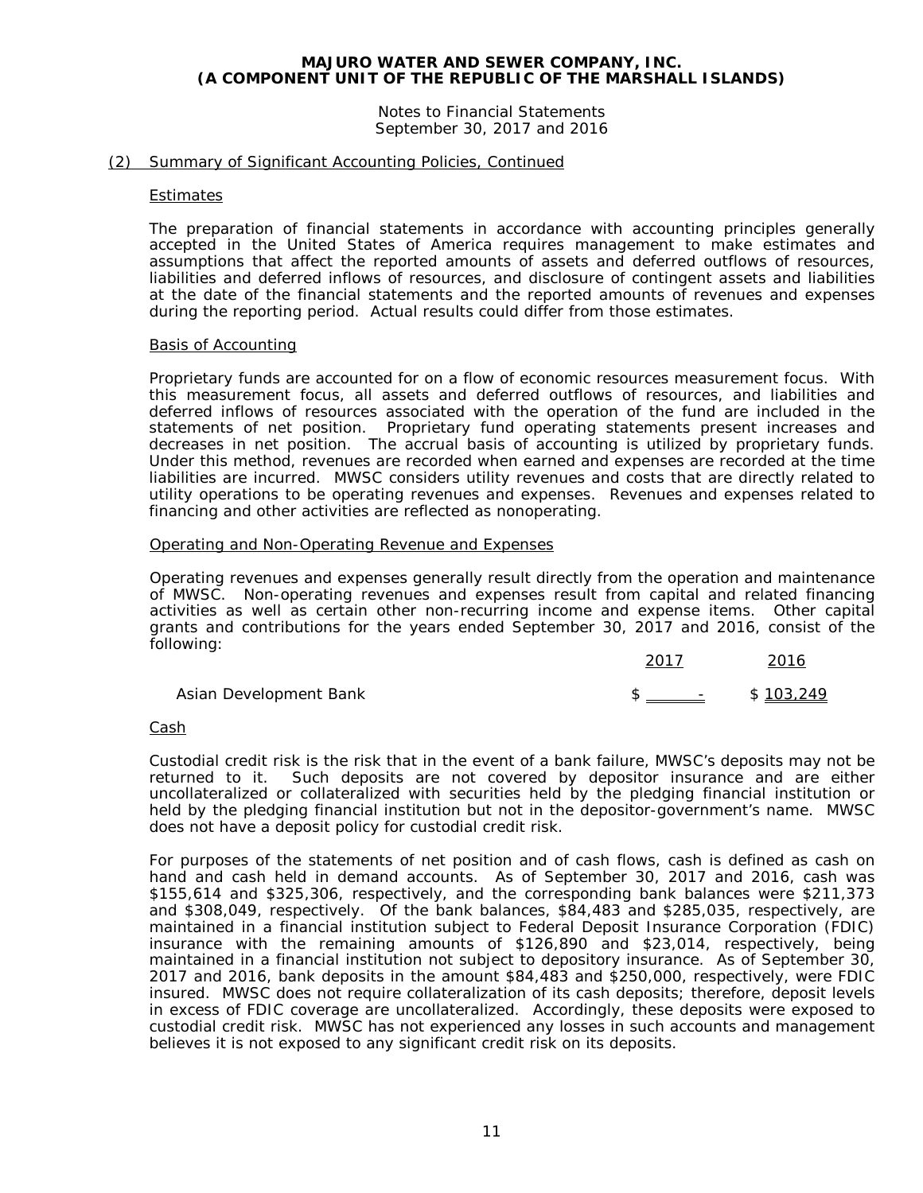**MAJURO WATER AND SEWER COMPANY, INC.**
**(A COMPONENT UNIT OF THE REPUBLIC OF THE MARSHALL ISLANDS)**

Notes to Financial Statements
September 30, 2017 and 2016

## (2) Summary of Significant Accounting Policies, Continued

### Estimates

The preparation of financial statements in accordance with accounting principles generally accepted in the United States of America requires management to make estimates and assumptions that affect the reported amounts of assets and deferred outflows of resources, liabilities and deferred inflows of resources, and disclosure of contingent assets and liabilities at the date of the financial statements and the reported amounts of revenues and expenses during the reporting period. Actual results could differ from those estimates.

### Basis of Accounting

Proprietary funds are accounted for on a flow of economic resources measurement focus. With this measurement focus, all assets and deferred outflows of resources, and liabilities and deferred inflows of resources associated with the operation of the fund are included in the statements of net position. Proprietary fund operating statements present increases and decreases in net position. The accrual basis of accounting is utilized by proprietary funds. Under this method, revenues are recorded when earned and expenses are recorded at the time liabilities are incurred. MWSC considers utility revenues and costs that are directly related to utility operations to be operating revenues and expenses. Revenues and expenses related to financing and other activities are reflected as nonoperating.

### Operating and Non-Operating Revenue and Expenses

Operating revenues and expenses generally result directly from the operation and maintenance of MWSC. Non-operating revenues and expenses result from capital and related financing activities as well as certain other non-recurring income and expense items. Other capital grants and contributions for the years ended September 30, 2017 and 2016, consist of the following:

| | 2017 | 2016 |
|---|---|---|
| Asian Development Bank | $ - | $ 103,249 |

### Cash

Custodial credit risk is the risk that in the event of a bank failure, MWSC's deposits may not be returned to it. Such deposits are not covered by depositor insurance and are either uncollateralized or collateralized with securities held by the pledging financial institution or held by the pledging financial institution but not in the depositor-government's name. MWSC does not have a deposit policy for custodial credit risk.

For purposes of the statements of net position and of cash flows, cash is defined as cash on hand and cash held in demand accounts. As of September 30, 2017 and 2016, cash was $155,614 and $325,306, respectively, and the corresponding bank balances were $211,373 and $308,049, respectively. Of the bank balances, $84,483 and $285,035, respectively, are maintained in a financial institution subject to Federal Deposit Insurance Corporation (FDIC) insurance with the remaining amounts of $126,890 and $23,014, respectively, being maintained in a financial institution not subject to depository insurance. As of September 30, 2017 and 2016, bank deposits in the amount $84,483 and $250,000, respectively, were FDIC insured. MWSC does not require collateralization of its cash deposits; therefore, deposit levels in excess of FDIC coverage are uncollateralized. Accordingly, these deposits were exposed to custodial credit risk. MWSC has not experienced any losses in such accounts and management believes it is not exposed to any significant credit risk on its deposits.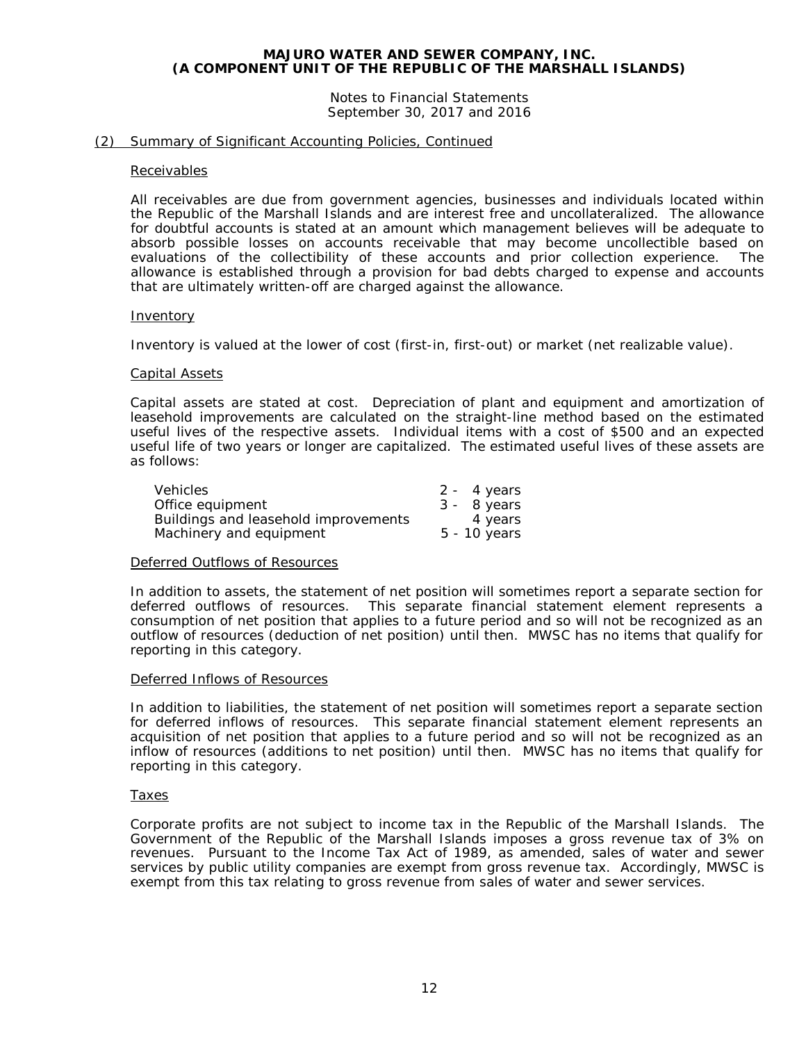## (2) Summary of Significant Accounting Policies, Continued

### Receivables

All receivables are due from government agencies, businesses and individuals located within the Republic of the Marshall Islands and are interest free and uncollateralized. The allowance for doubtful accounts is stated at an amount which management believes will be adequate to absorb possible losses on accounts receivable that may become uncollectible based on evaluations of the collectibility of these accounts and prior collection experience. The allowance is established through a provision for bad debts charged to expense and accounts that are ultimately written-off are charged against the allowance.

### Inventory

Inventory is valued at the lower of cost (first-in, first-out) or market (net realizable value).

### Capital Assets

Capital assets are stated at cost. Depreciation of plant and equipment and amortization of leasehold improvements are calculated on the straight-line method based on the estimated useful lives of the respective assets. Individual items with a cost of $500 and an expected useful life of two years or longer are capitalized. The estimated useful lives of these assets are as follows:

| | |
|---|---|
| Vehicles | 2 - 4 years |
| Office equipment | 3 - 8 years |
| Buildings and leasehold improvements | 4 years |
| Machinery and equipment | 5 - 10 years |

### Deferred Outflows of Resources

In addition to assets, the statement of net position will sometimes report a separate section for deferred outflows of resources. This separate financial statement element represents a consumption of net position that applies to a future period and so will not be recognized as an outflow of resources (deduction of net position) until then. MWSC has no items that qualify for reporting in this category.

### Deferred Inflows of Resources

In addition to liabilities, the statement of net position will sometimes report a separate section for deferred inflows of resources. This separate financial statement element represents an acquisition of net position that applies to a future period and so will not be recognized as an inflow of resources (additions to net position) until then. MWSC has no items that qualify for reporting in this category.

### Taxes

Corporate profits are not subject to income tax in the Republic of the Marshall Islands. The Government of the Republic of the Marshall Islands imposes a gross revenue tax of 3% on revenues. Pursuant to the Income Tax Act of 1989, as amended, sales of water and sewer services by public utility companies are exempt from gross revenue tax. Accordingly, MWSC is exempt from this tax relating to gross revenue from sales of water and sewer services.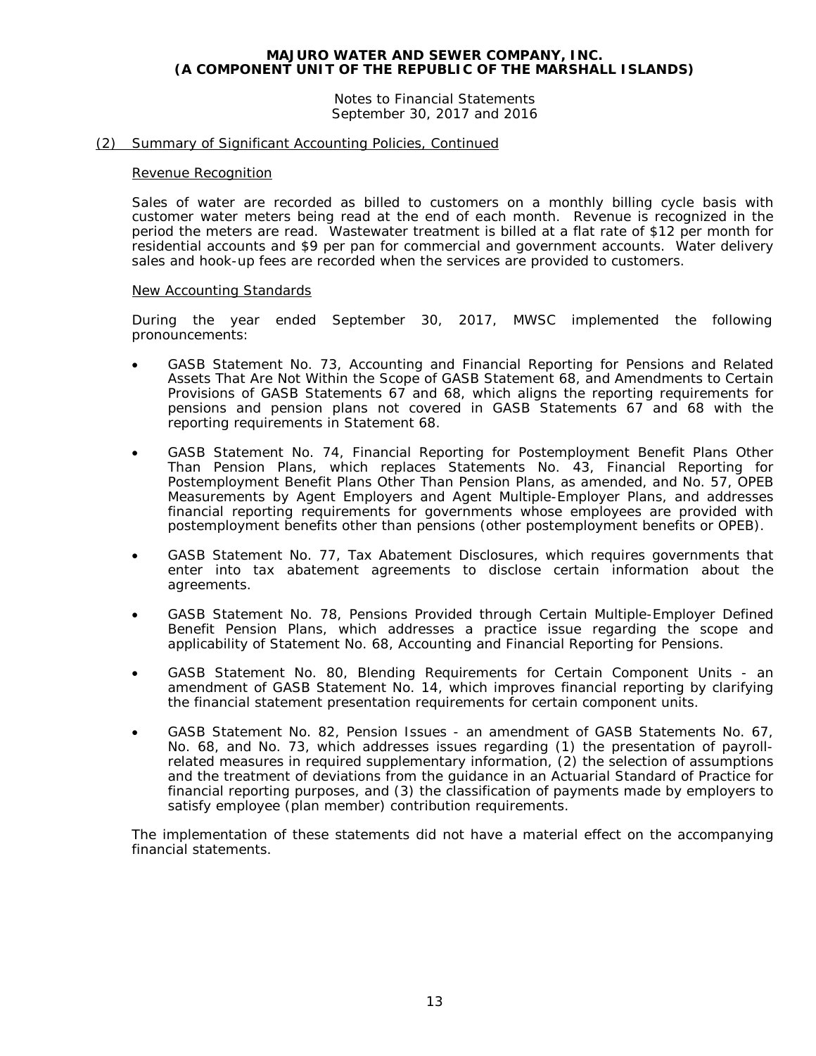## (2) Summary of Significant Accounting Policies, Continued

### Revenue Recognition

Sales of water are recorded as billed to customers on a monthly billing cycle basis with customer water meters being read at the end of each month. Revenue is recognized in the period the meters are read. Wastewater treatment is billed at a flat rate of $12 per month for residential accounts and $9 per pan for commercial and government accounts. Water delivery sales and hook-up fees are recorded when the services are provided to customers.

### New Accounting Standards

During the year ended September 30, 2017, MWSC implemented the following pronouncements:

- GASB Statement No. 73, Accounting and Financial Reporting for Pensions and Related Assets That Are Not Within the Scope of GASB Statement 68, and Amendments to Certain Provisions of GASB Statements 67 and 68, which aligns the reporting requirements for pensions and pension plans not covered in GASB Statements 67 and 68 with the reporting requirements in Statement 68.

- GASB Statement No. 74, Financial Reporting for Postemployment Benefit Plans Other Than Pension Plans, which replaces Statements No. 43, Financial Reporting for Postemployment Benefit Plans Other Than Pension Plans, as amended, and No. 57, OPEB Measurements by Agent Employers and Agent Multiple-Employer Plans, and addresses financial reporting requirements for governments whose employees are provided with postemployment benefits other than pensions (other postemployment benefits or OPEB).

- GASB Statement No. 77, Tax Abatement Disclosures, which requires governments that enter into tax abatement agreements to disclose certain information about the agreements.

- GASB Statement No. 78, Pensions Provided through Certain Multiple-Employer Defined Benefit Pension Plans, which addresses a practice issue regarding the scope and applicability of Statement No. 68, Accounting and Financial Reporting for Pensions.

- GASB Statement No. 80, Blending Requirements for Certain Component Units - an amendment of GASB Statement No. 14, which improves financial reporting by clarifying the financial statement presentation requirements for certain component units.

- GASB Statement No. 82, Pension Issues - an amendment of GASB Statements No. 67, No. 68, and No. 73, which addresses issues regarding (1) the presentation of payroll-related measures in required supplementary information, (2) the selection of assumptions and the treatment of deviations from the guidance in an Actuarial Standard of Practice for financial reporting purposes, and (3) the classification of payments made by employers to satisfy employee (plan member) contribution requirements.

The implementation of these statements did not have a material effect on the accompanying financial statements.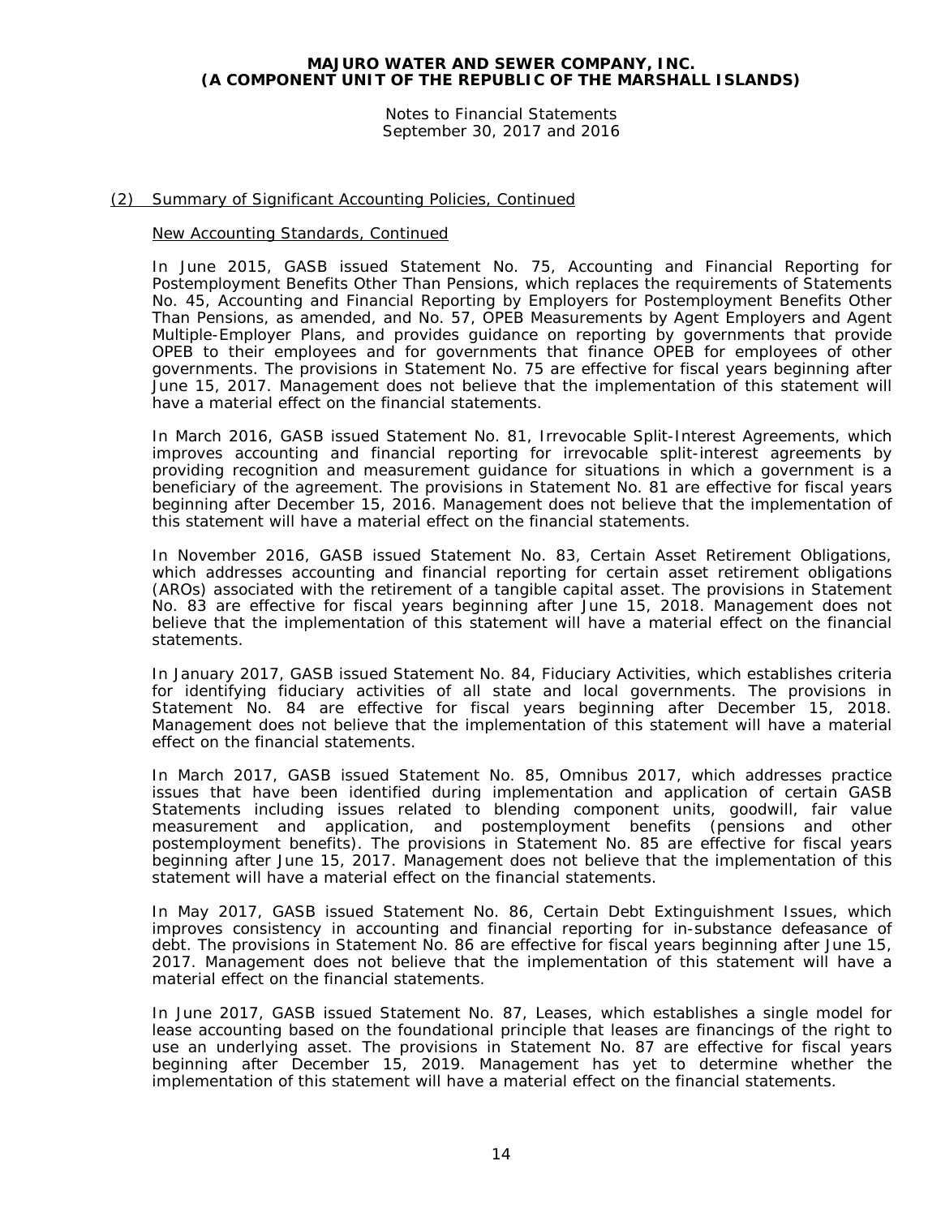## (2) Summary of Significant Accounting Policies, Continued

### New Accounting Standards, Continued

In June 2015, GASB issued Statement No. 75, Accounting and Financial Reporting for Postemployment Benefits Other Than Pensions, which replaces the requirements of Statements No. 45, Accounting and Financial Reporting by Employers for Postemployment Benefits Other Than Pensions, as amended, and No. 57, OPEB Measurements by Agent Employers and Agent Multiple-Employer Plans, and provides guidance on reporting by governments that provide OPEB to their employees and for governments that finance OPEB for employees of other governments. The provisions in Statement No. 75 are effective for fiscal years beginning after June 15, 2017. Management does not believe that the implementation of this statement will have a material effect on the financial statements.

In March 2016, GASB issued Statement No. 81, Irrevocable Split-Interest Agreements, which improves accounting and financial reporting for irrevocable split-interest agreements by providing recognition and measurement guidance for situations in which a government is a beneficiary of the agreement. The provisions in Statement No. 81 are effective for fiscal years beginning after December 15, 2016. Management does not believe that the implementation of this statement will have a material effect on the financial statements.

In November 2016, GASB issued Statement No. 83, Certain Asset Retirement Obligations, which addresses accounting and financial reporting for certain asset retirement obligations (AROs) associated with the retirement of a tangible capital asset. The provisions in Statement No. 83 are effective for fiscal years beginning after June 15, 2018. Management does not believe that the implementation of this statement will have a material effect on the financial statements.

In January 2017, GASB issued Statement No. 84, Fiduciary Activities, which establishes criteria for identifying fiduciary activities of all state and local governments. The provisions in Statement No. 84 are effective for fiscal years beginning after December 15, 2018. Management does not believe that the implementation of this statement will have a material effect on the financial statements.

In March 2017, GASB issued Statement No. 85, Omnibus 2017, which addresses practice issues that have been identified during implementation and application of certain GASB Statements including issues related to blending component units, goodwill, fair value measurement and application, and postemployment benefits (pensions and other postemployment benefits). The provisions in Statement No. 85 are effective for fiscal years beginning after June 15, 2017. Management does not believe that the implementation of this statement will have a material effect on the financial statements.

In May 2017, GASB issued Statement No. 86, Certain Debt Extinguishment Issues, which improves consistency in accounting and financial reporting for in-substance defeasance of debt. The provisions in Statement No. 86 are effective for fiscal years beginning after June 15, 2017. Management does not believe that the implementation of this statement will have a material effect on the financial statements.

In June 2017, GASB issued Statement No. 87, Leases, which establishes a single model for lease accounting based on the foundational principle that leases are financings of the right to use an underlying asset. The provisions in Statement No. 87 are effective for fiscal years beginning after December 15, 2019. Management has yet to determine whether the implementation of this statement will have a material effect on the financial statements.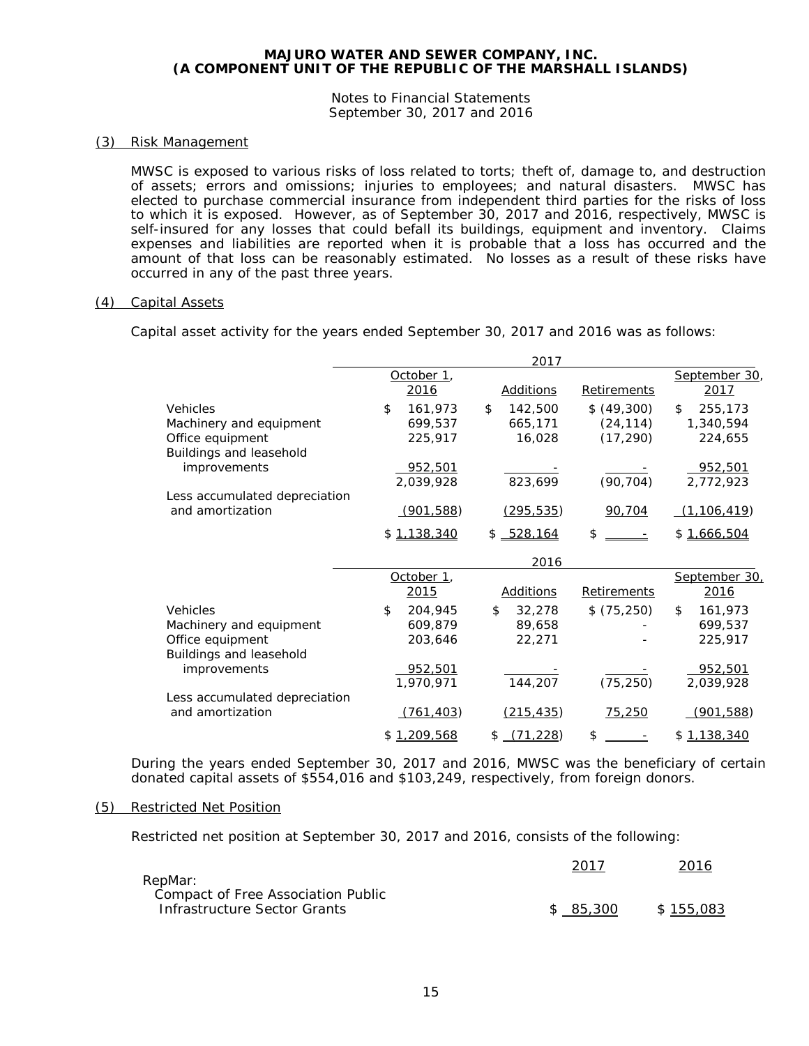# MAJURO WATER AND SEWER COMPANY, INC.
# (A COMPONENT UNIT OF THE REPUBLIC OF THE MARSHALL ISLANDS)

Notes to Financial Statements
September 30, 2017 and 2016

## (3) Risk Management

MWSC is exposed to various risks of loss related to torts; theft of, damage to, and destruction of assets; errors and omissions; injuries to employees; and natural disasters. MWSC has elected to purchase commercial insurance from independent third parties for the risks of loss to which it is exposed. However, as of September 30, 2017 and 2016, respectively, MWSC is self-insured for any losses that could befall its buildings, equipment and inventory. Claims expenses and liabilities are reported when it is probable that a loss has occurred and the amount of that loss can be reasonably estimated. No losses as a result of these risks have occurred in any of the past three years.

## (4) Capital Assets

Capital asset activity for the years ended September 30, 2017 and 2016 was as follows:

| | 2017 | | | |
|---|---|---|---|---|
| | October 1, 2016 | Additions | Retirements | September 30, 2017 |
| Vehicles | $ 161,973 | $ 142,500 | $ (49,300) | $ 255,173 |
| Machinery and equipment | 699,537 | 665,171 | (24,114) | 1,340,594 |
| Office equipment | 225,917 | 16,028 | (17,290) | 224,655 |
| Buildings and leasehold improvements | 952,501 | - | - | 952,501 |
| | 2,039,928 | 823,699 | (90,704) | 2,772,923 |
| Less accumulated depreciation and amortization | (901,588) | (295,535) | 90,704 | (1,106,419) |
| | $ 1,138,340 | $ 528,164 | $ - | $ 1,666,504 |

| | 2016 | | | |
|---|---|---|---|---|
| | October 1, 2015 | Additions | Retirements | September 30, 2016 |
| Vehicles | $ 204,945 | $ 32,278 | $ (75,250) | $ 161,973 |
| Machinery and equipment | 609,879 | 89,658 | - | 699,537 |
| Office equipment | 203,646 | 22,271 | - | 225,917 |
| Buildings and leasehold improvements | 952,501 | - | - | 952,501 |
| | 1,970,971 | 144,207 | (75,250) | 2,039,928 |
| Less accumulated depreciation and amortization | (761,403) | (215,435) | 75,250 | (901,588) |
| | $ 1,209,568 | $ (71,228) | $ - | $ 1,138,340 |

During the years ended September 30, 2017 and 2016, MWSC was the beneficiary of certain donated capital assets of $554,016 and $103,249, respectively, from foreign donors.

## (5) Restricted Net Position

Restricted net position at September 30, 2017 and 2016, consists of the following:

| | 2017 | 2016 |
|---|---|---|
| RepMar: | | |
| Compact of Free Association Public Infrastructure Sector Grants | $ 85,300 | $ 155,083 |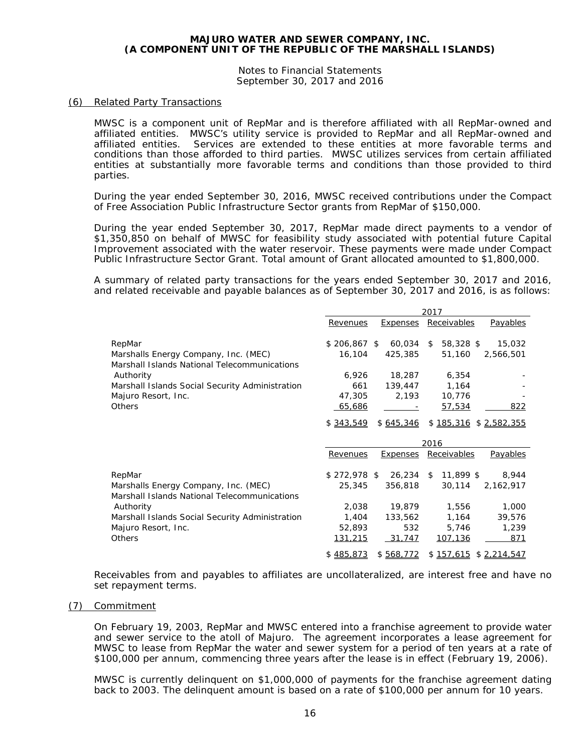**MAJURO WATER AND SEWER COMPANY, INC.**
**(A COMPONENT UNIT OF THE REPUBLIC OF THE MARSHALL ISLANDS)**

Notes to Financial Statements
September 30, 2017 and 2016

## (6) Related Party Transactions

MWSC is a component unit of RepMar and is therefore affiliated with all RepMar-owned and affiliated entities. MWSC's utility service is provided to RepMar and all RepMar-owned and affiliated entities. Services are extended to these entities at more favorable terms and conditions than those afforded to third parties. MWSC utilizes services from certain affiliated entities at substantially more favorable terms and conditions than those provided to third parties.

During the year ended September 30, 2016, MWSC received contributions under the Compact of Free Association Public Infrastructure Sector grants from RepMar of $150,000.

During the year ended September 30, 2017, RepMar made direct payments to a vendor of $1,350,850 on behalf of MWSC for feasibility study associated with potential future Capital Improvement associated with the water reservoir. These payments were made under Compact Public Infrastructure Sector Grant. Total amount of Grant allocated amounted to $1,800,000.

A summary of related party transactions for the years ended September 30, 2017 and 2016, and related receivable and payable balances as of September 30, 2017 and 2016, is as follows:

| | 2017 | | | |
|---|---|---|---|---|
| | Revenues | Expenses | Receivables | Payables |
| RepMar | $ 206,867 | $ 60,034 | $ 58,328 | $ 15,032 |
| Marshalls Energy Company, Inc. (MEC) | 16,104 | 425,385 | 51,160 | 2,566,501 |
| Marshall Islands National Telecommunications Authority | 6,926 | 18,287 | 6,354 | - |
| Marshall Islands Social Security Administration | 661 | 139,447 | 1,164 | - |
| Majuro Resort, Inc. | 47,305 | 2,193 | 10,776 | - |
| Others | 65,686 | - | 57,534 | 822 |
| | $ 343,549 | $ 645,346 | $ 185,316 | $ 2,582,355 |

| | 2016 | | | |
|---|---|---|---|---|
| | Revenues | Expenses | Receivables | Payables |
| RepMar | $ 272,978 | $ 26,234 | $ 11,899 | $ 8,944 |
| Marshalls Energy Company, Inc. (MEC) | 25,345 | 356,818 | 30,114 | 2,162,917 |
| Marshall Islands National Telecommunications Authority | 2,038 | 19,879 | 1,556 | 1,000 |
| Marshall Islands Social Security Administration | 1,404 | 133,562 | 1,164 | 39,576 |
| Majuro Resort, Inc. | 52,893 | 532 | 5,746 | 1,239 |
| Others | 131,215 | 31,747 | 107,136 | 871 |
| | $ 485,873 | $ 568,772 | $ 157,615 | $ 2,214,547 |

Receivables from and payables to affiliates are uncollateralized, are interest free and have no set repayment terms.

## (7) Commitment

On February 19, 2003, RepMar and MWSC entered into a franchise agreement to provide water and sewer service to the atoll of Majuro. The agreement incorporates a lease agreement for MWSC to lease from RepMar the water and sewer system for a period of ten years at a rate of $100,000 per annum, commencing three years after the lease is in effect (February 19, 2006).

MWSC is currently delinquent on $1,000,000 of payments for the franchise agreement dating back to 2003. The delinquent amount is based on a rate of $100,000 per annum for 10 years.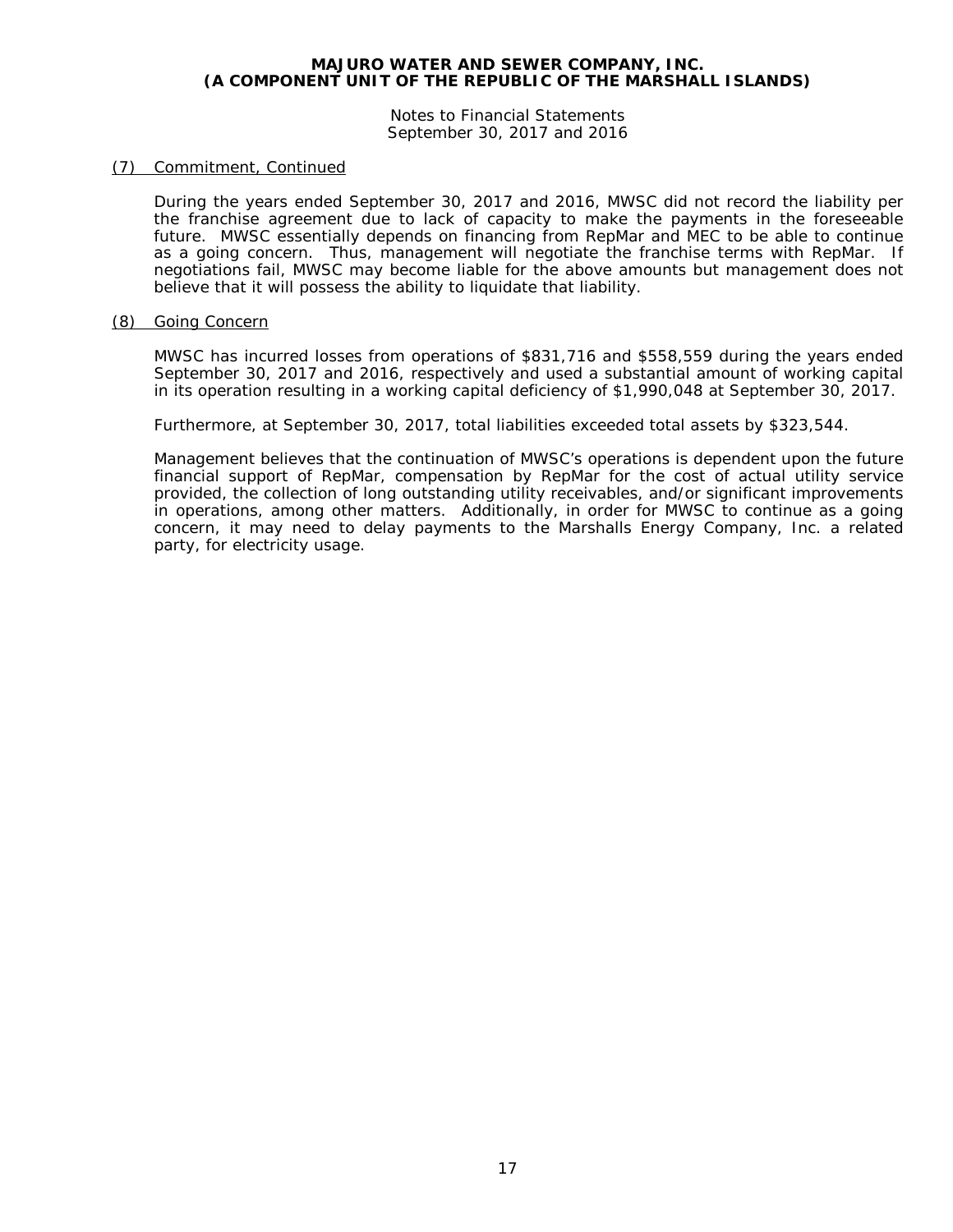(7) Commitment, Continued

During the years ended September 30, 2017 and 2016, MWSC did not record the liability per the franchise agreement due to lack of capacity to make the payments in the foreseeable future. MWSC essentially depends on financing from RepMar and MEC to be able to continue as a going concern. Thus, management will negotiate the franchise terms with RepMar. If negotiations fail, MWSC may become liable for the above amounts but management does not believe that it will possess the ability to liquidate that liability.

(8) Going Concern

MWSC has incurred losses from operations of $831,716 and $558,559 during the years ended September 30, 2017 and 2016, respectively and used a substantial amount of working capital in its operation resulting in a working capital deficiency of $1,990,048 at September 30, 2017.

Furthermore, at September 30, 2017, total liabilities exceeded total assets by $323,544.

Management believes that the continuation of MWSC's operations is dependent upon the future financial support of RepMar, compensation by RepMar for the cost of actual utility service provided, the collection of long outstanding utility receivables, and/or significant improvements in operations, among other matters. Additionally, in order for MWSC to continue as a going concern, it may need to delay payments to the Marshalls Energy Company, Inc. a related party, for electricity usage.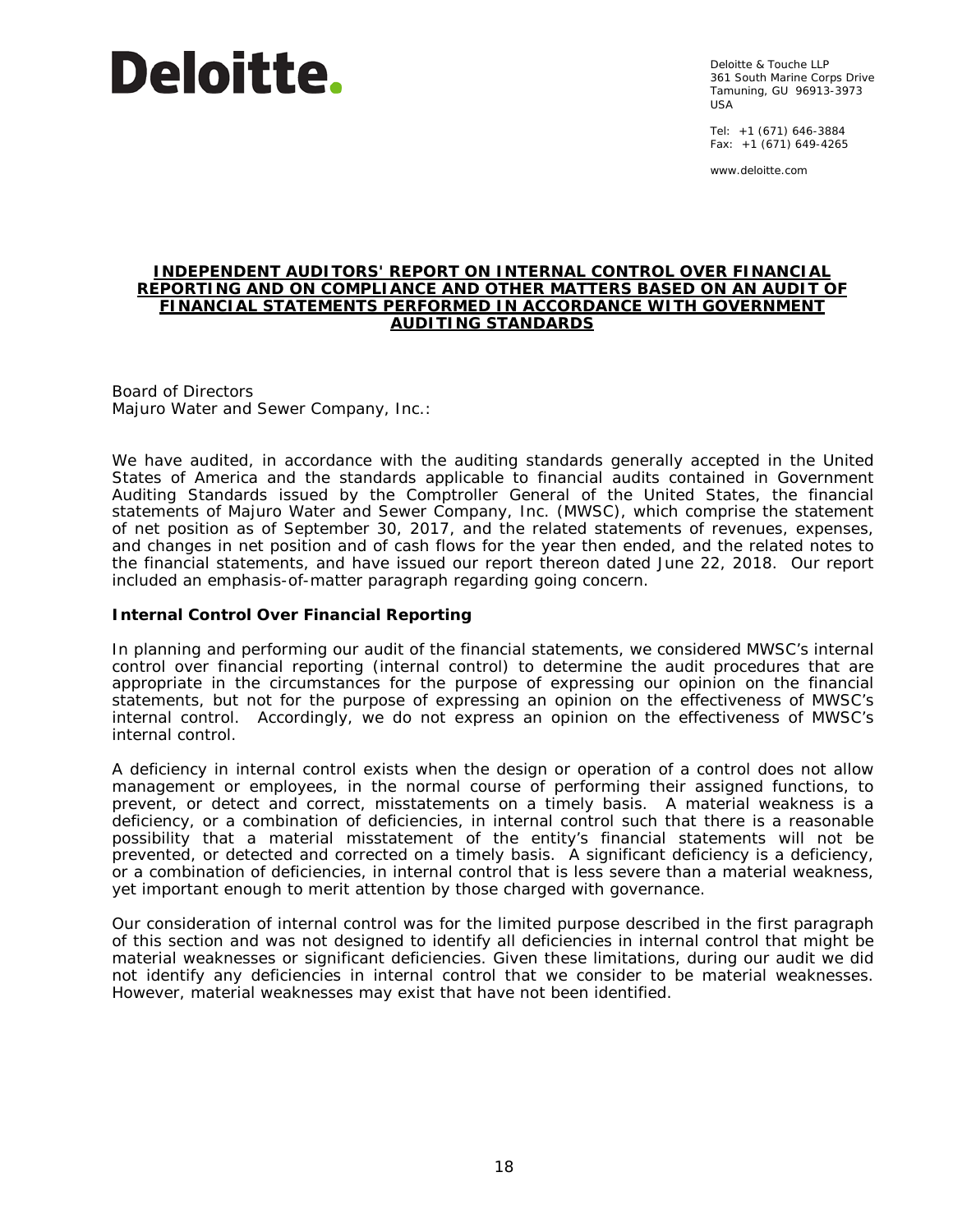**Deloitte.**

Deloitte & Touche LLP
361 South Marine Corps Drive
Tamuning, GU 96913-3973
USA

Tel: +1 (671) 646-3884
Fax: +1 (671) 649-4265

www.deloitte.com

# INDEPENDENT AUDITORS' REPORT ON INTERNAL CONTROL OVER FINANCIAL REPORTING AND ON COMPLIANCE AND OTHER MATTERS BASED ON AN AUDIT OF FINANCIAL STATEMENTS PERFORMED IN ACCORDANCE WITH GOVERNMENT AUDITING STANDARDS

Board of Directors
Majuro Water and Sewer Company, Inc.:

We have audited, in accordance with the auditing standards generally accepted in the United States of America and the standards applicable to financial audits contained in Government Auditing Standards issued by the Comptroller General of the United States, the financial statements of Majuro Water and Sewer Company, Inc. (MWSC), which comprise the statement of net position as of September 30, 2017, and the related statements of revenues, expenses, and changes in net position and of cash flows for the year then ended, and the related notes to the financial statements, and have issued our report thereon dated June 22, 2018. Our report included an emphasis-of-matter paragraph regarding going concern.

## Internal Control Over Financial Reporting

In planning and performing our audit of the financial statements, we considered MWSC's internal control over financial reporting (internal control) to determine the audit procedures that are appropriate in the circumstances for the purpose of expressing our opinion on the financial statements, but not for the purpose of expressing an opinion on the effectiveness of MWSC's internal control. Accordingly, we do not express an opinion on the effectiveness of MWSC's internal control.

A deficiency in internal control exists when the design or operation of a control does not allow management or employees, in the normal course of performing their assigned functions, to prevent, or detect and correct, misstatements on a timely basis. A material weakness is a deficiency, or a combination of deficiencies, in internal control such that there is a reasonable possibility that a material misstatement of the entity's financial statements will not be prevented, or detected and corrected on a timely basis. A significant deficiency is a deficiency, or a combination of deficiencies, in internal control that is less severe than a material weakness, yet important enough to merit attention by those charged with governance.

Our consideration of internal control was for the limited purpose described in the first paragraph of this section and was not designed to identify all deficiencies in internal control that might be material weaknesses or significant deficiencies. Given these limitations, during our audit we did not identify any deficiencies in internal control that we consider to be material weaknesses. However, material weaknesses may exist that have not been identified.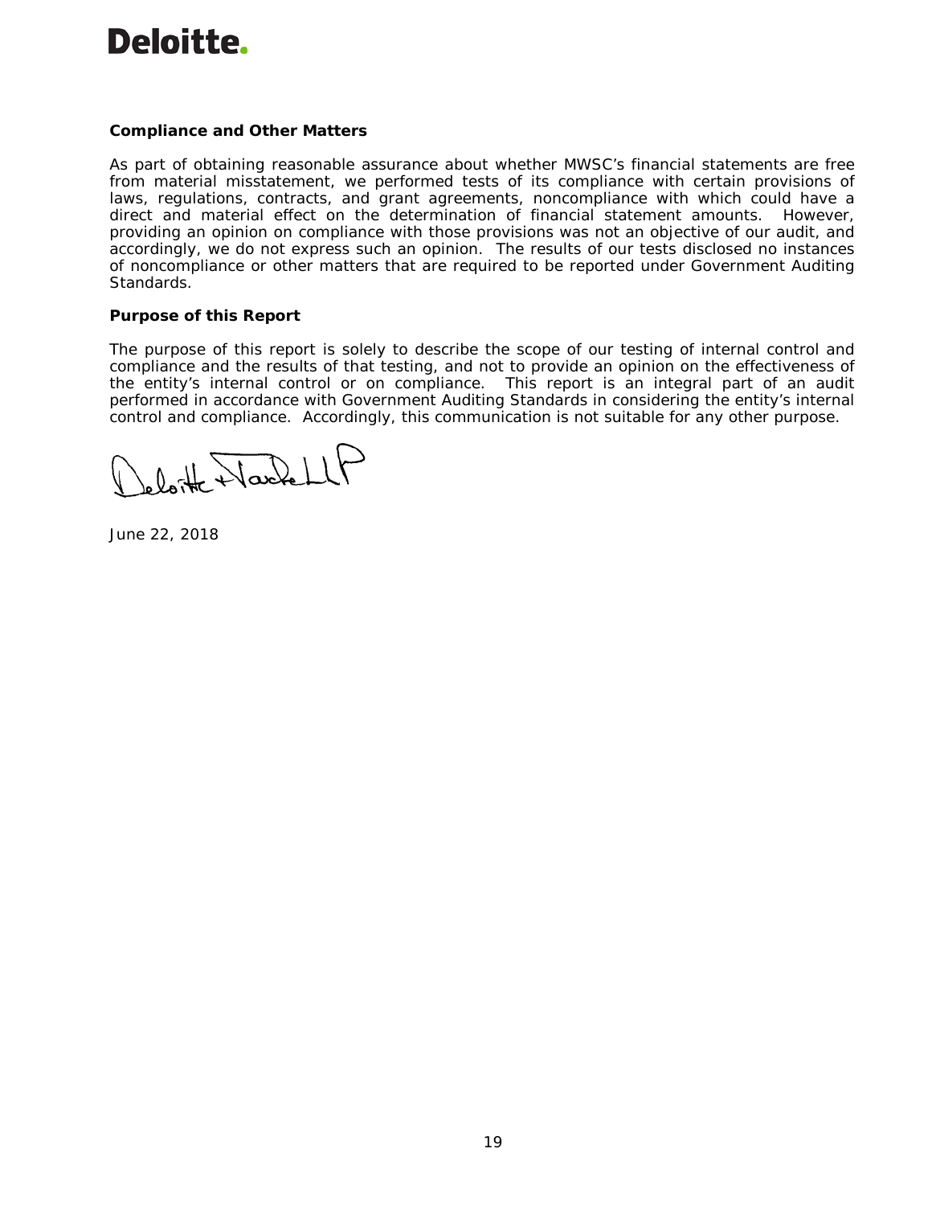**Compliance and Other Matters**

As part of obtaining reasonable assurance about whether MWSC's financial statements are free from material misstatement, we performed tests of its compliance with certain provisions of laws, regulations, contracts, and grant agreements, noncompliance with which could have a direct and material effect on the determination of financial statement amounts. However, providing an opinion on compliance with those provisions was not an objective of our audit, and accordingly, we do not express such an opinion. The results of our tests disclosed no instances of noncompliance or other matters that are required to be reported under Government Auditing Standards.

**Purpose of this Report**

The purpose of this report is solely to describe the scope of our testing of internal control and compliance and the results of that testing, and not to provide an opinion on the effectiveness of the entity's internal control or on compliance. This report is an integral part of an audit performed in accordance with Government Auditing Standards in considering the entity's internal control and compliance. Accordingly, this communication is not suitable for any other purpose.

Deloitte & Touche LLP

June 22, 2018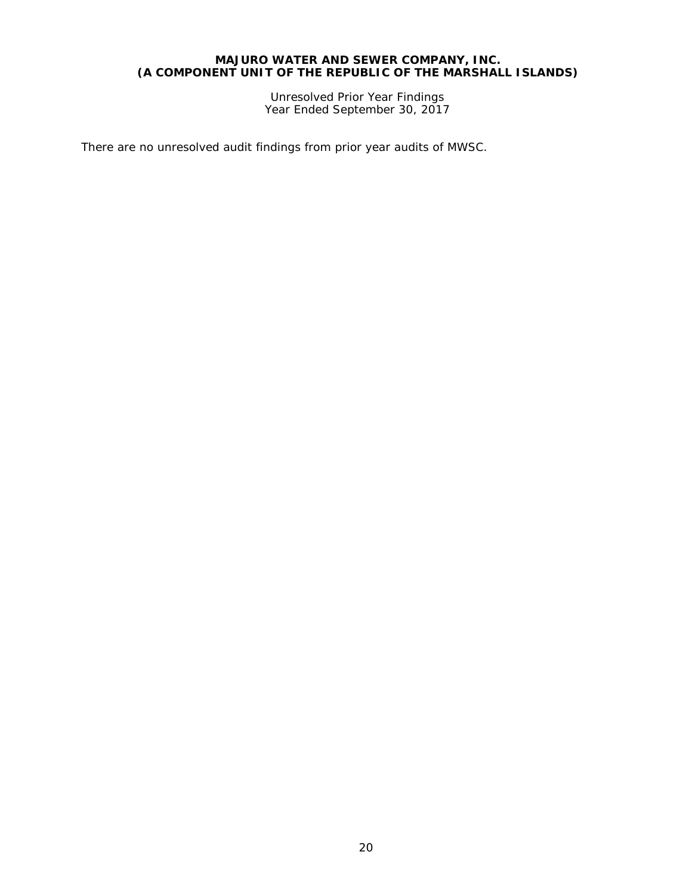**MAJURO WATER AND SEWER COMPANY, INC.**
**(A COMPONENT UNIT OF THE REPUBLIC OF THE MARSHALL ISLANDS)**

Unresolved Prior Year Findings
Year Ended September 30, 2017

There are no unresolved audit findings from prior year audits of MWSC.